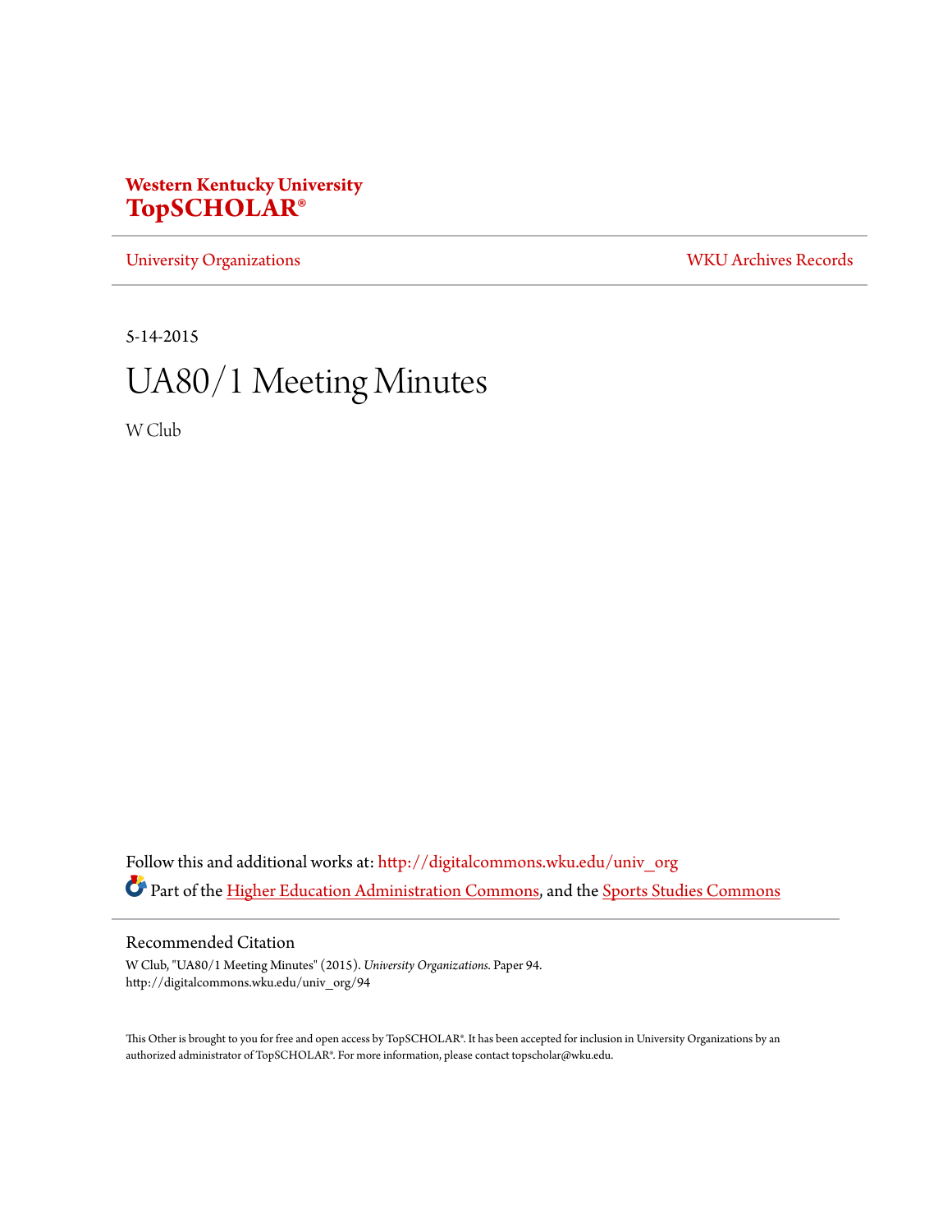**Western Kentucky University**
**TopSCHOLAR®**

University Organizations | WKU Archives Records

5-14-2015

# UA80/1 Meeting Minutes

W Club

Follow this and additional works at: http://digitalcommons.wku.edu/univ_org

Part of the Higher Education Administration Commons, and the Sports Studies Commons

## Recommended Citation

W Club, "UA80/1 Meeting Minutes" (2015). *University Organizations.* Paper 94.
http://digitalcommons.wku.edu/univ_org/94

This Other is brought to you for free and open access by TopSCHOLAR®. It has been accepted for inclusion in University Organizations by an authorized administrator of TopSCHOLAR®. For more information, please contact topscholar@wku.edu.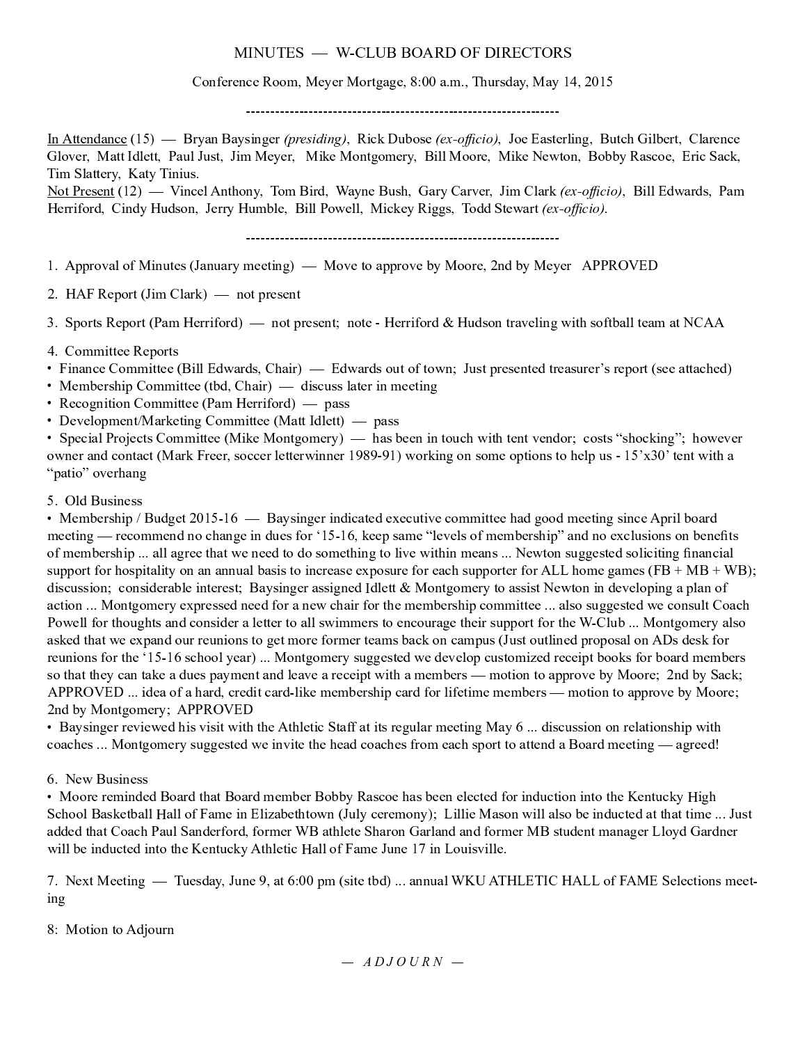MINUTES — W-CLUB BOARD OF DIRECTORS

Conference Room, Meyer Mortgage, 8:00 a.m., Thursday, May 14, 2015

----------------------------------------------------------------

In Attendance (15) — Bryan Baysinger *(presiding)*, Rick Dubose *(ex-officio)*, Joe Easterling, Butch Gilbert, Clarence Glover, Matt Idlett, Paul Just, Jim Meyer, Mike Montgomery, Bill Moore, Mike Newton, Bobby Rascoe, Eric Sack, Tim Slattery, Katy Tinius.
Not Present (12) — Vincel Anthony, Tom Bird, Wayne Bush, Gary Carver, Jim Clark *(ex-officio)*, Bill Edwards, Pam Herriford, Cindy Hudson, Jerry Humble, Bill Powell, Mickey Riggs, Todd Stewart *(ex-officio)*.

----------------------------------------------------------------

1. Approval of Minutes (January meeting) — Move to approve by Moore, 2nd by Meyer APPROVED

2. HAF Report (Jim Clark) — not present

3. Sports Report (Pam Herriford) — not present; note - Herriford & Hudson traveling with softball team at NCAA

4. Committee Reports
- Finance Committee (Bill Edwards, Chair) — Edwards out of town; Just presented treasurer's report (see attached)
- Membership Committee (tbd, Chair) — discuss later in meeting
- Recognition Committee (Pam Herriford) — pass
- Development/Marketing Committee (Matt Idlett) — pass
- Special Projects Committee (Mike Montgomery) — has been in touch with tent vendor; costs "shocking"; however owner and contact (Mark Freer, soccer letterwinner 1989-91) working on some options to help us - 15'x30' tent with a "patio" overhang

5. Old Business
- Membership / Budget 2015-16 — Baysinger indicated executive committee had good meeting since April board meeting — recommend no change in dues for '15-16, keep same "levels of membership" and no exclusions on benefits of membership ... all agree that we need to do something to live within means ... Newton suggested soliciting financial support for hospitality on an annual basis to increase exposure for each supporter for ALL home games (FB + MB + WB); discussion; considerable interest; Baysinger assigned Idlett & Montgomery to assist Newton in developing a plan of action ... Montgomery expressed need for a new chair for the membership committee ... also suggested we consult Coach Powell for thoughts and consider a letter to all swimmers to encourage their support for the W-Club ... Montgomery also asked that we expand our reunions to get more former teams back on campus (Just outlined proposal on ADs desk for reunions for the '15-16 school year) ... Montgomery suggested we develop customized receipt books for board members so that they can take a dues payment and leave a receipt with a members — motion to approve by Moore; 2nd by Sack; APPROVED ... idea of a hard, credit card-like membership card for lifetime members — motion to approve by Moore; 2nd by Montgomery; APPROVED
- Baysinger reviewed his visit with the Athletic Staff at its regular meeting May 6 ... discussion on relationship with coaches ... Montgomery suggested we invite the head coaches from each sport to attend a Board meeting — agreed!

6. New Business
- Moore reminded Board that Board member Bobby Rascoe has been elected for induction into the Kentucky High School Basketball Hall of Fame in Elizabethtown (July ceremony); Lillie Mason will also be inducted at that time ... Just added that Coach Paul Sanderford, former WB athlete Sharon Garland and former MB student manager Lloyd Gardner will be inducted into the Kentucky Athletic Hall of Fame June 17 in Louisville.

7. Next Meeting — Tuesday, June 9, at 6:00 pm (site tbd) ... annual WKU ATHLETIC HALL of FAME Selections meeting

8: Motion to Adjourn

— *ADJOURN* —